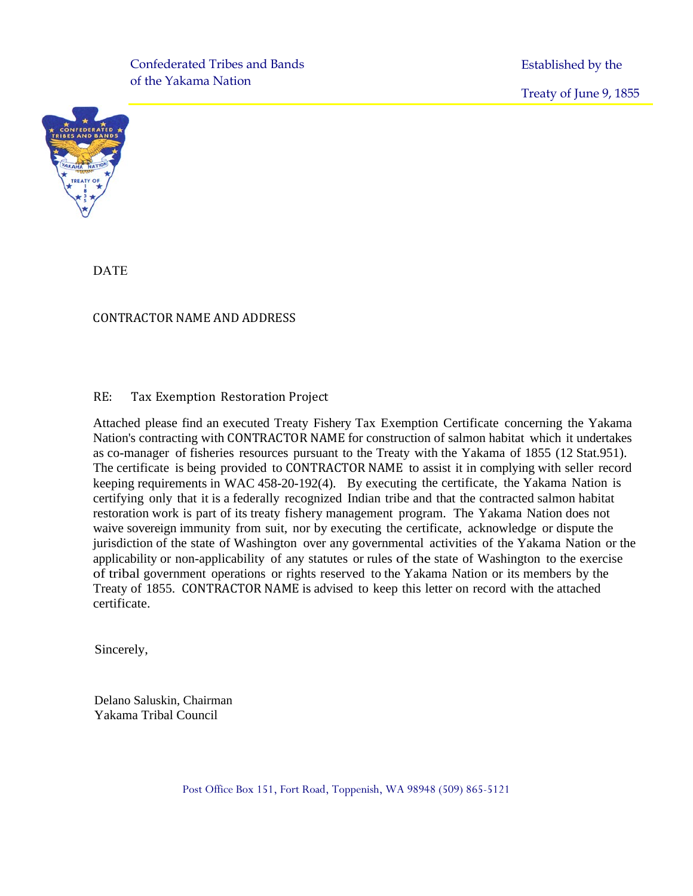Confederated Tribes and Bands
of the Yakama Nation

Established by the
Treaty of June 9, 1855

DATE

CONTRACTOR NAME AND ADDRESS

RE: Tax Exemption Restoration Project

Attached please find an executed Treaty Fishery Tax Exemption Certificate concerning the Yakama Nation's contracting with CONTRACTOR NAME for construction of salmon habitat which it undertakes as co-manager of fisheries resources pursuant to the Treaty with the Yakama of 1855 (12 Stat.951). The certificate is being provided to CONTRACTOR NAME to assist it in complying with seller record keeping requirements in WAC 458-20-192(4). By executing the certificate, the Yakama Nation is certifying only that it is a federally recognized Indian tribe and that the contracted salmon habitat restoration work is part of its treaty fishery management program. The Yakama Nation does not waive sovereign immunity from suit, nor by executing the certificate, acknowledge or dispute the jurisdiction of the state of Washington over any governmental activities of the Yakama Nation or the applicability or non-applicability of any statutes or rules of the state of Washington to the exercise of tribal government operations or rights reserved to the Yakama Nation or its members by the Treaty of 1855. CONTRACTOR NAME is advised to keep this letter on record with the attached certificate.

Sincerely,

Delano Saluskin, Chairman
Yakama Tribal Council

Post Office Box 151, Fort Road, Toppenish, WA 98948 (509) 865-5121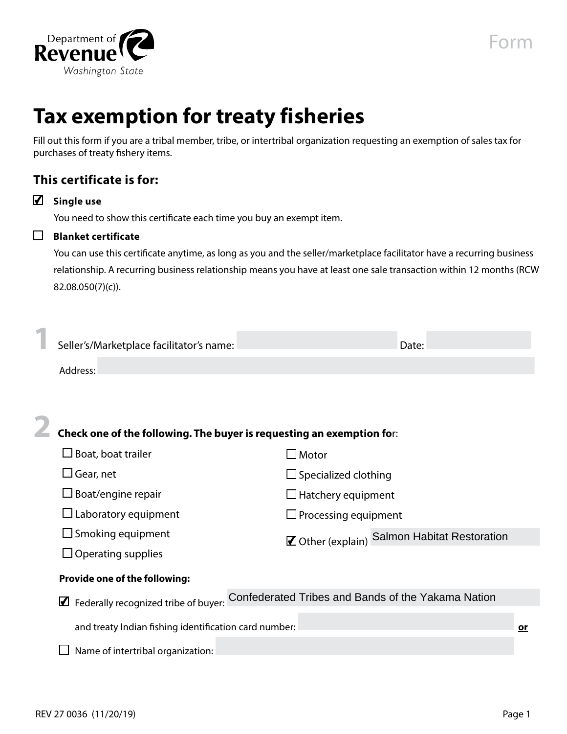Form

# Tax exemption for treaty fisheries

Fill out this form if you are a tribal member, tribe, or intertribal organization requesting an exemption of sales tax for purchases of treaty fishery items.

## This certificate is for:

- ☑ **Single use**
  You need to show this certificate each time you buy an exempt item.
- ☐ **Blanket certificate**
  You can use this certificate anytime, as long as you and the seller/marketplace facilitator have a recurring business relationship. A recurring business relationship means you have at least one sale transaction within 12 months (RCW 82.08.050(7)(c)).

## 1

Seller's/Marketplace facilitator's name: ____________ Date: ____________

Address: ____________

## 2

**Check one of the following. The buyer is requesting an exemption for:**

- ☐ Boat, boat trailer
- ☐ Gear, net
- ☐ Boat/engine repair
- ☐ Laboratory equipment
- ☐ Smoking equipment
- ☐ Operating supplies
- ☐ Motor
- ☐ Specialized clothing
- ☐ Hatchery equipment
- ☐ Processing equipment
- ☑ Other (explain) Salmon Habitat Restoration

**Provide one of the following:**

- ☑ Federally recognized tribe of buyer: Confederated Tribes and Bands of the Yakama Nation
  and treaty Indian fishing identification card number: ____________ **or**
- ☐ Name of intertribal organization: ____________

REV 27 0036 (11/20/19)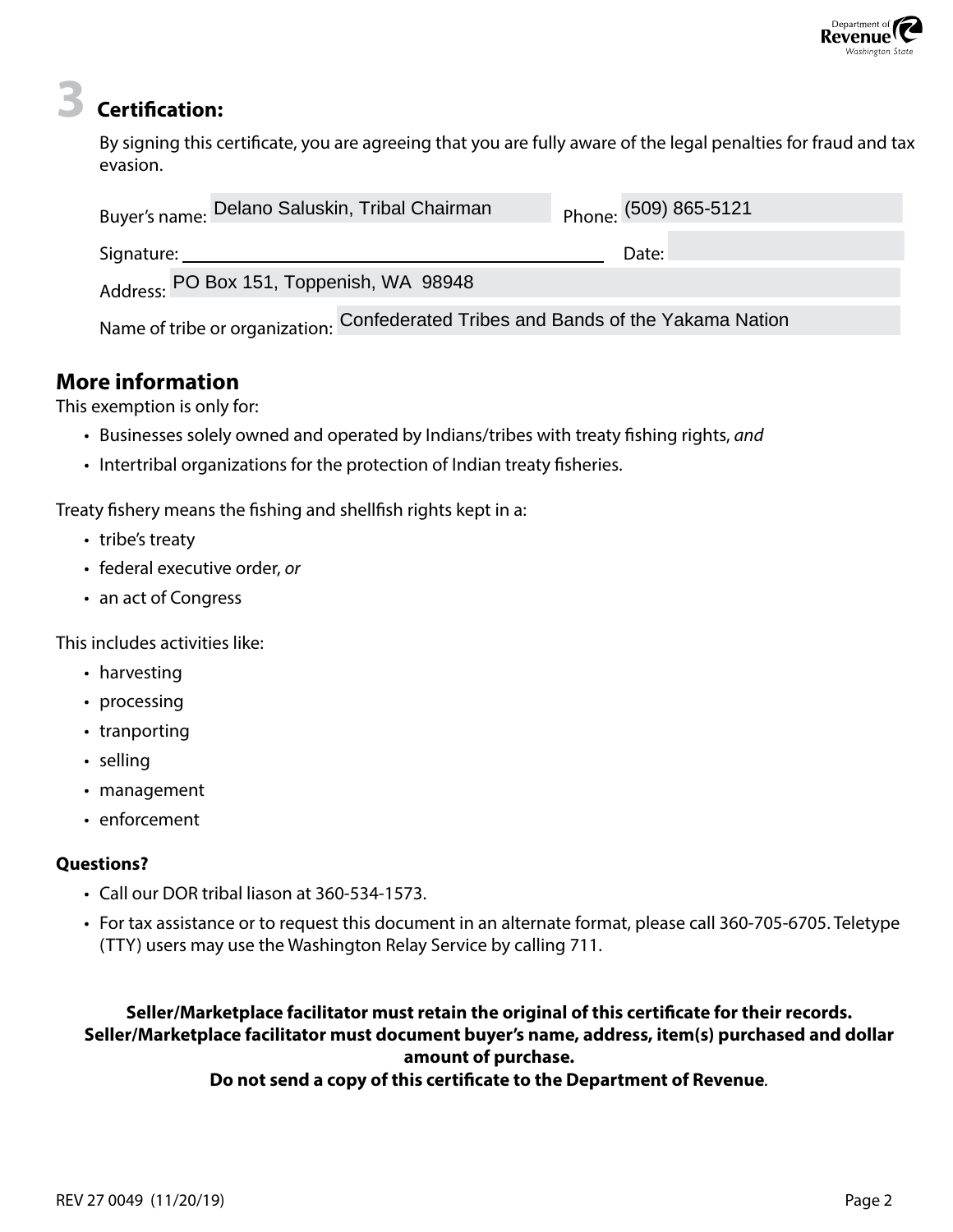## 3 Certification:

By signing this certificate, you are agreeing that you are fully aware of the legal penalties for fraud and tax evasion.

Buyer's name: Delano Saluskin, Tribal Chairman Phone: (509) 865-5121

Signature: ______________________________ Date: ____________

Address: PO Box 151, Toppenish, WA 98948

Name of tribe or organization: Confederated Tribes and Bands of the Yakama Nation

## More information

This exemption is only for:

- Businesses solely owned and operated by Indians/tribes with treaty fishing rights, *and*
- Intertribal organizations for the protection of Indian treaty fisheries.

Treaty fishery means the fishing and shellfish rights kept in a:

- tribe's treaty
- federal executive order, *or*
- an act of Congress

This includes activities like:

- harvesting
- processing
- tranporting
- selling
- management
- enforcement

### Questions?

- Call our DOR tribal liason at 360-534-1573.
- For tax assistance or to request this document in an alternate format, please call 360-705-6705. Teletype (TTY) users may use the Washington Relay Service by calling 711.

**Seller/Marketplace facilitator must retain the original of this certificate for their records.**
**Seller/Marketplace facilitator must document buyer's name, address, item(s) purchased and dollar amount of purchase.**
**Do not send a copy of this certificate to the Department of Revenue.**

REV 27 0049 (11/20/19)